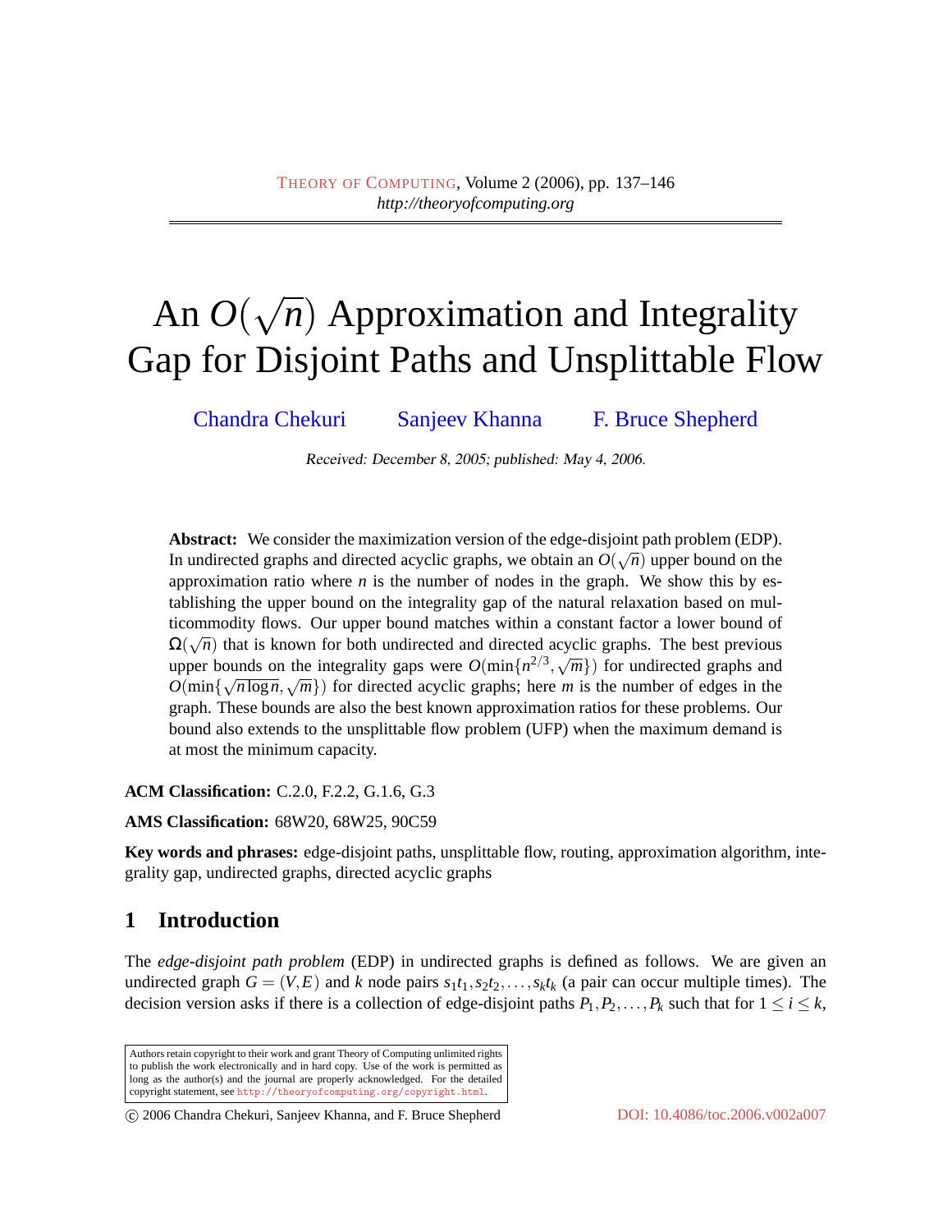# An $O(\sqrt{n})$ Approximation and Integrality Gap for Disjoint Paths and Unsplittable Flow

Chandra Chekuri Sanjeev Khanna F. Bruce Shepherd

Received: December 8, 2005; published: May 4, 2006.

**Abstract:** We consider the maximization version of the edge-disjoint path problem (EDP). In undirected graphs and directed acyclic graphs, we obtain an $O(\sqrt{n})$ upper bound on the approximation ratio where $n$ is the number of nodes in the graph. We show this by establishing the upper bound on the integrality gap of the natural relaxation based on multicommodity flows. Our upper bound matches within a constant factor a lower bound of $\Omega(\sqrt{n})$ that is known for both undirected and directed acyclic graphs. The best previous upper bounds on the integrality gaps were $O(\min\{n^{2/3}, \sqrt{m}\})$ for undirected graphs and $O(\min\{\sqrt{n \log n}, \sqrt{m}\})$ for directed acyclic graphs; here $m$ is the number of edges in the graph. These bounds are also the best known approximation ratios for these problems. Our bound also extends to the unsplittable flow problem (UFP) when the maximum demand is at most the minimum capacity.

**ACM Classification:** C.2.0, F.2.2, G.1.6, G.3

**AMS Classification:** 68W20, 68W25, 90C59

**Key words and phrases:** edge-disjoint paths, unsplittable flow, routing, approximation algorithm, integrality gap, undirected graphs, directed acyclic graphs

## 1 Introduction

The *edge-disjoint path problem* (EDP) in undirected graphs is defined as follows. We are given an undirected graph $G = (V,E)$ and $k$ node pairs $s_1t_1, s_2t_2, \ldots, s_kt_k$ (a pair can occur multiple times). The decision version asks if there is a collection of edge-disjoint paths $P_1, P_2, \ldots, P_k$ such that for $1 \le i \le k$,

Authors retain copyright to their work and grant Theory of Computing unlimited rights to publish the work electronically and in hard copy. Use of the work is permitted as long as the author(s) and the journal are properly acknowledged. For the detailed copyright statement, see http://theoryofcomputing.org/copyright.html.

© 2006 Chandra Chekuri, Sanjeev Khanna, and F. Bruce Shepherd DOI: 10.4086/toc.2006.v002a007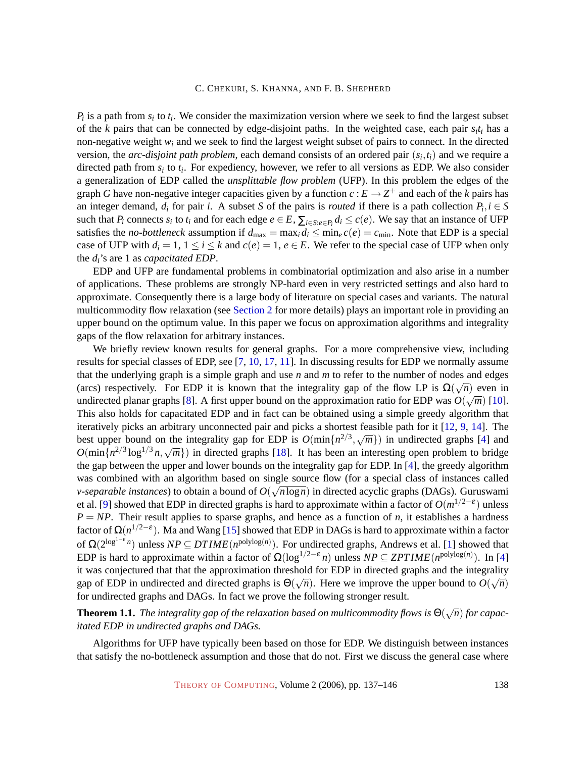$P_i$ is a path from $s_i$ to $t_i$. We consider the maximization version where we seek to find the largest subset of the $k$ pairs that can be connected by edge-disjoint paths. In the weighted case, each pair $s_it_i$ has a non-negative weight $w_i$ and we seek to find the largest weight subset of pairs to connect. In the directed version, the *arc-disjoint path problem*, each demand consists of an ordered pair $(s_i,t_i)$ and we require a directed path from $s_i$ to $t_i$. For expediency, however, we refer to all versions as EDP. We also consider a generalization of EDP called the *unsplittable flow problem* (UFP). In this problem the edges of the graph $G$ have non-negative integer capacities given by a function $c : E \to Z^+$ and each of the $k$ pairs has an integer demand, $d_i$ for pair $i$. A subset $S$ of the pairs is *routed* if there is a path collection $P_i, i \in S$ such that $P_i$ connects $s_i$ to $t_i$ and for each edge $e \in E$, $\sum_{i \in S: e \in P_i} d_i \le c(e)$. We say that an instance of UFP satisfies the *no-bottleneck* assumption if $d_{\max} = \max_i d_i \le \min_e c(e) = c_{\min}$. Note that EDP is a special case of UFP with $d_i = 1$, $1 \le i \le k$ and $c(e) = 1$, $e \in E$. We refer to the special case of UFP when only the $d_i$'s are 1 as *capacitated EDP*.

EDP and UFP are fundamental problems in combinatorial optimization and also arise in a number of applications. These problems are strongly NP-hard even in very restricted settings and also hard to approximate. Consequently there is a large body of literature on special cases and variants. The natural multicommodity flow relaxation (see Section 2 for more details) plays an important role in providing an upper bound on the optimum value. In this paper we focus on approximation algorithms and integrality gaps of the flow relaxation for arbitrary instances.

We briefly review known results for general graphs. For a more comprehensive view, including results for special classes of EDP, see [7, 10, 17, 11]. In discussing results for EDP we normally assume that the underlying graph is a simple graph and use $n$ and $m$ to refer to the number of nodes and edges (arcs) respectively. For EDP it is known that the integrality gap of the flow LP is $\Omega(\sqrt{n})$ even in undirected planar graphs [8]. A first upper bound on the approximation ratio for EDP was $O(\sqrt{m})$ [10]. This also holds for capacitated EDP and in fact can be obtained using a simple greedy algorithm that iteratively picks an arbitrary unconnected pair and picks a shortest feasible path for it [12, 9, 14]. The best upper bound on the integrality gap for EDP is $O(\min\{n^{2/3}, \sqrt{m}\})$ in undirected graphs [4] and $O(\min\{n^{2/3}\log^{1/3} n, \sqrt{m}\})$ in directed graphs [18]. It has been an interesting open problem to bridge the gap between the upper and lower bounds on the integrality gap for EDP. In [4], the greedy algorithm was combined with an algorithm based on single source flow (for a special class of instances called *v-separable instances*) to obtain a bound of $O(\sqrt{n \log n})$ in directed acyclic graphs (DAGs). Guruswami et al. [9] showed that EDP in directed graphs is hard to approximate within a factor of $O(m^{1/2-\varepsilon})$ unless $P = NP$. Their result applies to sparse graphs, and hence as a function of $n$, it establishes a hardness factor of $\Omega(n^{1/2-\varepsilon})$. Ma and Wang [15] showed that EDP in DAGs is hard to approximate within a factor of $\Omega(2^{\log^{1-\varepsilon} n})$ unless $NP \subseteq DTIME(n^{\text{polylog}(n)})$. For undirected graphs, Andrews et al. [1] showed that EDP is hard to approximate within a factor of $\Omega(\log^{1/2-\varepsilon} n)$ unless $NP \subseteq ZPTIME(n^{\text{polylog}(n)})$. In [4] it was conjectured that that the approximation threshold for EDP in directed graphs and the integrality gap of EDP in undirected and directed graphs is $\Theta(\sqrt{n})$. Here we improve the upper bound to $O(\sqrt{n})$ for undirected graphs and DAGs. In fact we prove the following stronger result.

**Theorem 1.1.** *The integrality gap of the relaxation based on multicommodity flows is $\Theta(\sqrt{n})$ for capacitated EDP in undirected graphs and DAGs.*

Algorithms for UFP have typically been based on those for EDP. We distinguish between instances that satisfy the no-bottleneck assumption and those that do not. First we discuss the general case where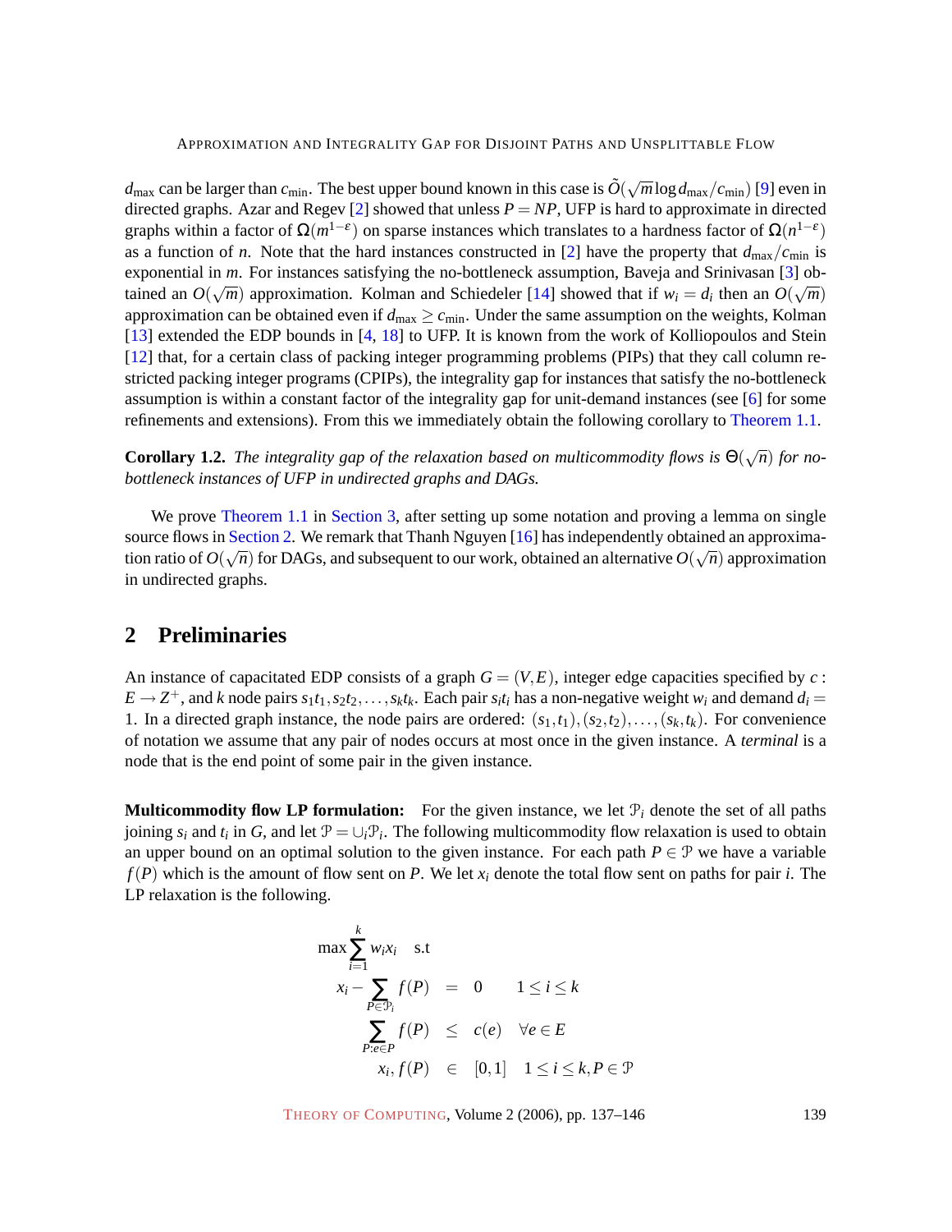$d_{\max}$ can be larger than $c_{\min}$. The best upper bound known in this case is $\tilde{O}(\sqrt{m}\log d_{\max}/c_{\min})$ [9] even in directed graphs. Azar and Regev [2] showed that unless $P = NP$, UFP is hard to approximate in directed graphs within a factor of $\Omega(m^{1-\varepsilon})$ on sparse instances which translates to a hardness factor of $\Omega(n^{1-\varepsilon})$ as a function of $n$. Note that the hard instances constructed in [2] have the property that $d_{\max}/c_{\min}$ is exponential in $m$. For instances satisfying the no-bottleneck assumption, Baveja and Srinivasan [3] obtained an $O(\sqrt{m})$ approximation. Kolman and Schiedeler [14] showed that if $w_i = d_i$ then an $O(\sqrt{m})$ approximation can be obtained even if $d_{\max} \geq c_{\min}$. Under the same assumption on the weights, Kolman [13] extended the EDP bounds in [4, 18] to UFP. It is known from the work of Kolliopoulos and Stein [12] that, for a certain class of packing integer programming problems (PIPs) that they call column restricted packing integer programs (CPIPs), the integrality gap for instances that satisfy the no-bottleneck assumption is within a constant factor of the integrality gap for unit-demand instances (see [6] for some refinements and extensions). From this we immediately obtain the following corollary to Theorem 1.1.

**Corollary 1.2.** *The integrality gap of the relaxation based on multicommodity flows is $\Theta(\sqrt{n})$ for no-bottleneck instances of UFP in undirected graphs and DAGs.*

We prove Theorem 1.1 in Section 3, after setting up some notation and proving a lemma on single source flows in Section 2. We remark that Thanh Nguyen [16] has independently obtained an approximation ratio of $O(\sqrt{n})$ for DAGs, and subsequent to our work, obtained an alternative $O(\sqrt{n})$ approximation in undirected graphs.

## 2 Preliminaries

An instance of capacitated EDP consists of a graph $G = (V,E)$, integer edge capacities specified by $c : E \to Z^+$, and $k$ node pairs $s_1t_1, s_2t_2, \ldots, s_kt_k$. Each pair $s_it_i$ has a non-negative weight $w_i$ and demand $d_i = 1$. In a directed graph instance, the node pairs are ordered: $(s_1,t_1),(s_2,t_2),\ldots,(s_k,t_k)$. For convenience of notation we assume that any pair of nodes occurs at most once in the given instance. A *terminal* is a node that is the end point of some pair in the given instance.

**Multicommodity flow LP formulation:** For the given instance, we let $\mathcal{P}_i$ denote the set of all paths joining $s_i$ and $t_i$ in $G$, and let $\mathcal{P} = \cup_i \mathcal{P}_i$. The following multicommodity flow relaxation is used to obtain an upper bound on an optimal solution to the given instance. For each path $P \in \mathcal{P}$ we have a variable $f(P)$ which is the amount of flow sent on $P$. We let $x_i$ denote the total flow sent on paths for pair $i$. The LP relaxation is the following.

$$
\begin{aligned}
\max \sum_{i=1}^{k} w_i x_i \quad & \text{s.t} \\
x_i - \sum_{P \in \mathcal{P}_i} f(P) &= 0 \qquad 1 \leq i \leq k \\
\sum_{P : e \in P} f(P) &\leq c(e) \quad \forall e \in E \\
x_i, f(P) &\in [0,1] \quad 1 \leq i \leq k, P \in \mathcal{P}
\end{aligned}
$$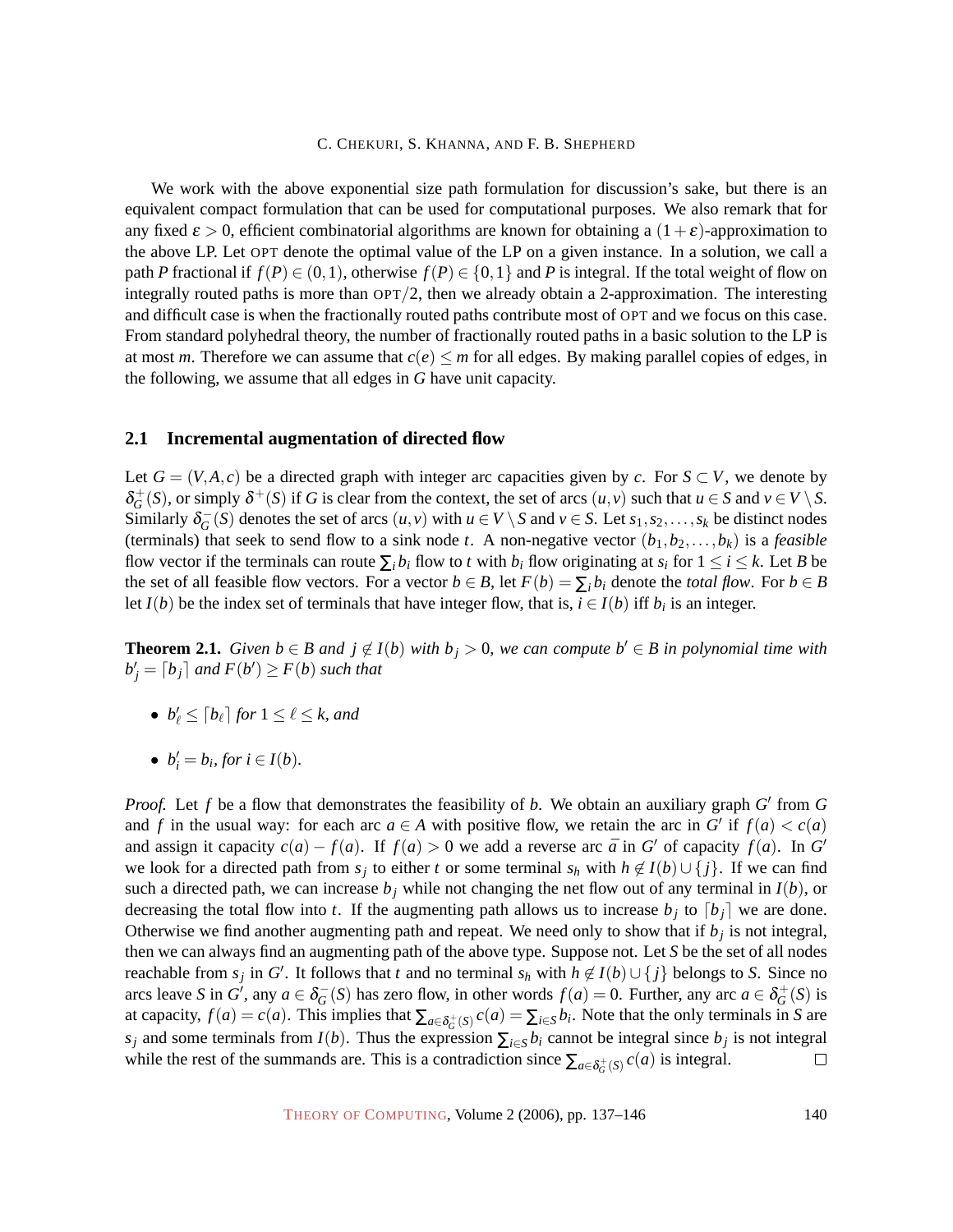We work with the above exponential size path formulation for discussion's sake, but there is an equivalent compact formulation that can be used for computational purposes. We also remark that for any fixed $\varepsilon > 0$, efficient combinatorial algorithms are known for obtaining a $(1+\varepsilon)$-approximation to the above LP. Let OPT denote the optimal value of the LP on a given instance. In a solution, we call a path $P$ fractional if $f(P) \in (0,1)$, otherwise $f(P) \in \{0,1\}$ and $P$ is integral. If the total weight of flow on integrally routed paths is more than OPT$/2$, then we already obtain a 2-approximation. The interesting and difficult case is when the fractionally routed paths contribute most of OPT and we focus on this case. From standard polyhedral theory, the number of fractionally routed paths in a basic solution to the LP is at most $m$. Therefore we can assume that $c(e) \leq m$ for all edges. By making parallel copies of edges, in the following, we assume that all edges in $G$ have unit capacity.

## 2.1 Incremental augmentation of directed flow

Let $G = (V, A, c)$ be a directed graph with integer arc capacities given by $c$. For $S \subset V$, we denote by $\delta^+_G(S)$, or simply $\delta^+(S)$ if $G$ is clear from the context, the set of arcs $(u, v)$ such that $u \in S$ and $v \in V \setminus S$. Similarly $\delta^-_G(S)$ denotes the set of arcs $(u, v)$ with $u \in V \setminus S$ and $v \in S$. Let $s_1, s_2, \ldots, s_k$ be distinct nodes (terminals) that seek to send flow to a sink node $t$. A non-negative vector $(b_1, b_2, \ldots, b_k)$ is a *feasible* flow vector if the terminals can route $\sum_i b_i$ flow to $t$ with $b_i$ flow originating at $s_i$ for $1 \leq i \leq k$. Let $B$ be the set of all feasible flow vectors. For a vector $b \in B$, let $F(b) = \sum_i b_i$ denote the *total flow*. For $b \in B$ let $I(b)$ be the index set of terminals that have integer flow, that is, $i \in I(b)$ iff $b_i$ is an integer.

**Theorem 2.1.** *Given $b \in B$ and $j \notin I(b)$ with $b_j > 0$, we can compute $b' \in B$ in polynomial time with $b'_j = \lceil b_j \rceil$ and $F(b') \geq F(b)$ such that*

- *$b'_\ell \leq \lceil b_\ell \rceil$ for $1 \leq \ell \leq k$, and*
- *$b'_i = b_i$, for $i \in I(b)$.*

*Proof.* Let $f$ be a flow that demonstrates the feasibility of $b$. We obtain an auxiliary graph $G'$ from $G$ and $f$ in the usual way: for each arc $a \in A$ with positive flow, we retain the arc in $G'$ if $f(a) < c(a)$ and assign it capacity $c(a) - f(a)$. If $f(a) > 0$ we add a reverse arc $\bar{a}$ in $G'$ of capacity $f(a)$. In $G'$ we look for a directed path from $s_j$ to either $t$ or some terminal $s_h$ with $h \notin I(b) \cup \{j\}$. If we can find such a directed path, we can increase $b_j$ while not changing the net flow out of any terminal in $I(b)$, or decreasing the total flow into $t$. If the augmenting path allows us to increase $b_j$ to $\lceil b_j \rceil$ we are done. Otherwise we find another augmenting path and repeat. We need only to show that if $b_j$ is not integral, then we can always find an augmenting path of the above type. Suppose not. Let $S$ be the set of all nodes reachable from $s_j$ in $G'$. It follows that $t$ and no terminal $s_h$ with $h \notin I(b) \cup \{j\}$ belongs to $S$. Since no arcs leave $S$ in $G'$, any $a \in \delta^-_G(S)$ has zero flow, in other words $f(a) = 0$. Further, any arc $a \in \delta^+_G(S)$ is at capacity, $f(a) = c(a)$. This implies that $\sum_{a \in \delta^+_G(S)} c(a) = \sum_{i \in S} b_i$. Note that the only terminals in $S$ are $s_j$ and some terminals from $I(b)$. Thus the expression $\sum_{i \in S} b_i$ cannot be integral since $b_j$ is not integral while the rest of the summands are. This is a contradiction since $\sum_{a \in \delta^+_G(S)} c(a)$ is integral. $\square$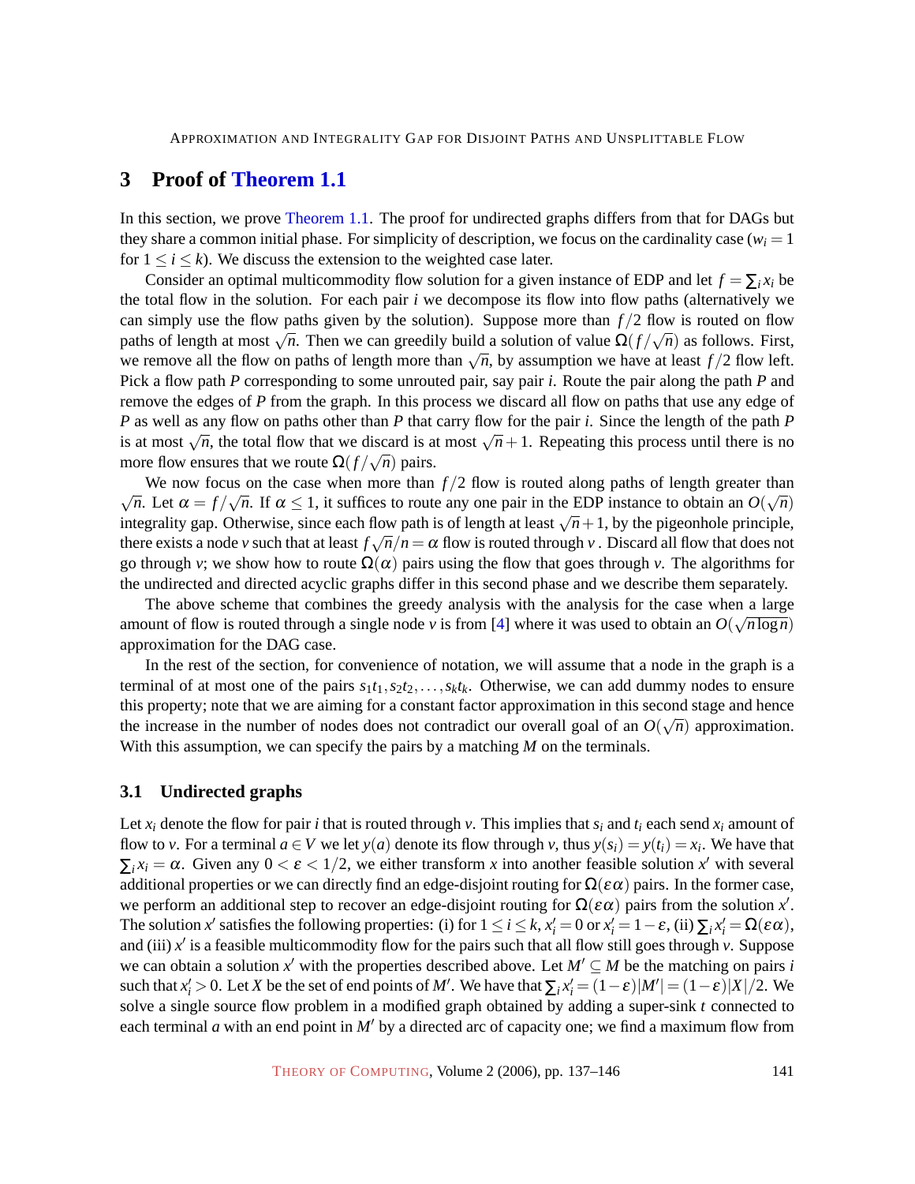## 3 Proof of Theorem 1.1

In this section, we prove Theorem 1.1. The proof for undirected graphs differs from that for DAGs but they share a common initial phase. For simplicity of description, we focus on the cardinality case ($w_i = 1$ for $1 \le i \le k$). We discuss the extension to the weighted case later.

Consider an optimal multicommodity flow solution for a given instance of EDP and let $f = \sum_i x_i$ be the total flow in the solution. For each pair $i$ we decompose its flow into flow paths (alternatively we can simply use the flow paths given by the solution). Suppose more than $f/2$ flow is routed on flow paths of length at most $\sqrt{n}$. Then we can greedily build a solution of value $\Omega(f/\sqrt{n})$ as follows. First, we remove all the flow on paths of length more than $\sqrt{n}$, by assumption we have at least $f/2$ flow left. Pick a flow path $P$ corresponding to some unrouted pair, say pair $i$. Route the pair along the path $P$ and remove the edges of $P$ from the graph. In this process we discard all flow on paths that use any edge of $P$ as well as any flow on paths other than $P$ that carry flow for the pair $i$. Since the length of the path $P$ is at most $\sqrt{n}$, the total flow that we discard is at most $\sqrt{n}+1$. Repeating this process until there is no more flow ensures that we route $\Omega(f/\sqrt{n})$ pairs.

We now focus on the case when more than $f/2$ flow is routed along paths of length greater than $\sqrt{n}$. Let $\alpha = f/\sqrt{n}$. If $\alpha \le 1$, it suffices to route any one pair in the EDP instance to obtain an $O(\sqrt{n})$ integrality gap. Otherwise, since each flow path is of length at least $\sqrt{n}+1$, by the pigeonhole principle, there exists a node $v$ such that at least $f\sqrt{n}/n = \alpha$ flow is routed through $v$ . Discard all flow that does not go through $v$; we show how to route $\Omega(\alpha)$ pairs using the flow that goes through $v$. The algorithms for the undirected and directed acyclic graphs differ in this second phase and we describe them separately.

The above scheme that combines the greedy analysis with the analysis for the case when a large amount of flow is routed through a single node $v$ is from [4] where it was used to obtain an $O(\sqrt{n \log n})$ approximation for the DAG case.

In the rest of the section, for convenience of notation, we will assume that a node in the graph is a terminal of at most one of the pairs $s_1t_1, s_2t_2, \ldots, s_kt_k$. Otherwise, we can add dummy nodes to ensure this property; note that we are aiming for a constant factor approximation in this second stage and hence the increase in the number of nodes does not contradict our overall goal of an $O(\sqrt{n})$ approximation. With this assumption, we can specify the pairs by a matching $M$ on the terminals.

### 3.1 Undirected graphs

Let $x_i$ denote the flow for pair $i$ that is routed through $v$. This implies that $s_i$ and $t_i$ each send $x_i$ amount of flow to $v$. For a terminal $a \in V$ we let $y(a)$ denote its flow through $v$, thus $y(s_i) = y(t_i) = x_i$. We have that $\sum_i x_i = \alpha$. Given any $0 < \varepsilon < 1/2$, we either transform $x$ into another feasible solution $x'$ with several additional properties or we can directly find an edge-disjoint routing for $\Omega(\varepsilon\alpha)$ pairs. In the former case, we perform an additional step to recover an edge-disjoint routing for $\Omega(\varepsilon\alpha)$ pairs from the solution $x'$. The solution $x'$ satisfies the following properties: (i) for $1 \le i \le k$, $x'_i = 0$ or $x'_i = 1-\varepsilon$, (ii) $\sum_i x'_i = \Omega(\varepsilon\alpha)$, and (iii) $x'$ is a feasible multicommodity flow for the pairs such that all flow still goes through $v$. Suppose we can obtain a solution $x'$ with the properties described above. Let $M' \subseteq M$ be the matching on pairs $i$ such that $x'_i > 0$. Let $X$ be the set of end points of $M'$. We have that $\sum_i x'_i = (1-\varepsilon)|M'| = (1-\varepsilon)|X|/2$. We solve a single source flow problem in a modified graph obtained by adding a super-sink $t$ connected to each terminal $a$ with an end point in $M'$ by a directed arc of capacity one; we find a maximum flow from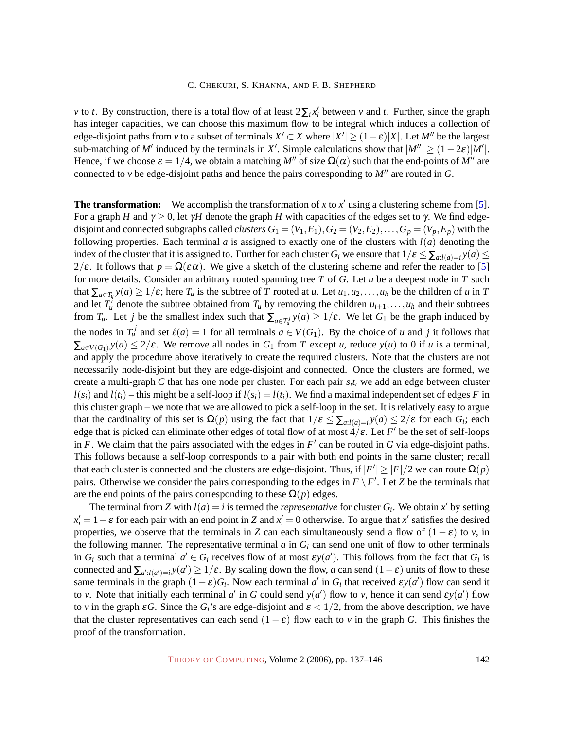$v$ to $t$. By construction, there is a total flow of at least $2\sum_i x'_i$ between $v$ and $t$. Further, since the graph has integer capacities, we can choose this maximum flow to be integral which induces a collection of edge-disjoint paths from $v$ to a subset of terminals $X' \subset X$ where $|X'| \geq (1-\varepsilon)|X|$. Let $M''$ be the largest sub-matching of $M'$ induced by the terminals in $X'$. Simple calculations show that $|M''| \geq (1-2\varepsilon)|M'|$. Hence, if we choose $\varepsilon = 1/4$, we obtain a matching $M''$ of size $\Omega(\alpha)$ such that the end-points of $M''$ are connected to $v$ be edge-disjoint paths and hence the pairs corresponding to $M''$ are routed in $G$.

**The transformation:** We accomplish the transformation of $x$ to $x'$ using a clustering scheme from [5]. For a graph $H$ and $\gamma \geq 0$, let $\gamma H$ denote the graph $H$ with capacities of the edges set to $\gamma$. We find edge-disjoint and connected subgraphs called *clusters* $G_1 = (V_1, E_1), G_2 = (V_2, E_2), \ldots, G_p = (V_p, E_p)$ with the following properties. Each terminal $a$ is assigned to exactly one of the clusters with $l(a)$ denoting the index of the cluster that it is assigned to. Further for each cluster $G_i$ we ensure that $1/\varepsilon \leq \sum_{a:l(a)=i} y(a) \leq 2/\varepsilon$. It follows that $p = \Omega(\varepsilon\alpha)$. We give a sketch of the clustering scheme and refer the reader to [5] for more details. Consider an arbitrary rooted spanning tree $T$ of $G$. Let $u$ be a deepest node in $T$ such that $\sum_{a \in T_u} y(a) \geq 1/\varepsilon$; here $T_u$ is the subtree of $T$ rooted at $u$. Let $u_1, u_2, \ldots, u_h$ be the children of $u$ in $T$ and let $T_u^i$ denote the subtree obtained from $T_u$ by removing the children $u_{i+1}, \ldots, u_h$ and their subtrees from $T_u$. Let $j$ be the smallest index such that $\sum_{a \in T_u^j} y(a) \geq 1/\varepsilon$. We let $G_1$ be the graph induced by the nodes in $T_u^j$ and set $\ell(a) = 1$ for all terminals $a \in V(G_1)$. By the choice of $u$ and $j$ it follows that $\sum_{a \in V(G_1)} y(a) \leq 2/\varepsilon$. We remove all nodes in $G_1$ from $T$ except $u$, reduce $y(u)$ to 0 if $u$ is a terminal, and apply the procedure above iteratively to create the required clusters. Note that the clusters are not necessarily node-disjoint but they are edge-disjoint and connected. Once the clusters are formed, we create a multi-graph $C$ that has one node per cluster. For each pair $s_it_i$ we add an edge between cluster $l(s_i)$ and $l(t_i)$ – this might be a self-loop if $l(s_i) = l(t_i)$. We find a maximal independent set of edges $F$ in this cluster graph – we note that we are allowed to pick a self-loop in the set. It is relatively easy to argue that the cardinality of this set is $\Omega(p)$ using the fact that $1/\varepsilon \leq \sum_{a:l(a)=i} y(a) \leq 2/\varepsilon$ for each $G_i$; each edge that is picked can eliminate other edges of total flow of at most $4/\varepsilon$. Let $F'$ be the set of self-loops in $F$. We claim that the pairs associated with the edges in $F'$ can be routed in $G$ via edge-disjoint paths. This follows because a self-loop corresponds to a pair with both end points in the same cluster; recall that each cluster is connected and the clusters are edge-disjoint. Thus, if $|F'| \geq |F|/2$ we can route $\Omega(p)$ pairs. Otherwise we consider the pairs corresponding to the edges in $F \setminus F'$. Let $Z$ be the terminals that are the end points of the pairs corresponding to these $\Omega(p)$ edges.

The terminal from $Z$ with $l(a) = i$ is termed the *representative* for cluster $G_i$. We obtain $x'$ by setting $x'_i = 1-\varepsilon$ for each pair with an end point in $Z$ and $x'_i = 0$ otherwise. To argue that $x'$ satisfies the desired properties, we observe that the terminals in $Z$ can each simultaneously send a flow of $(1-\varepsilon)$ to $v$, in the following manner. The representative terminal $a$ in $G_i$ can send one unit of flow to other terminals in $G_i$ such that a terminal $a' \in G_i$ receives flow of at most $\varepsilon y(a')$. This follows from the fact that $G_i$ is connected and $\sum_{a':l(a')=i} y(a') \geq 1/\varepsilon$. By scaling down the flow, $a$ can send $(1-\varepsilon)$ units of flow to these same terminals in the graph $(1-\varepsilon)G_i$. Now each terminal $a'$ in $G_i$ that received $\varepsilon y(a')$ flow can send it to $v$. Note that initially each terminal $a'$ in $G$ could send $y(a')$ flow to $v$, hence it can send $\varepsilon y(a')$ flow to $v$ in the graph $\varepsilon G$. Since the $G_i$'s are edge-disjoint and $\varepsilon < 1/2$, from the above description, we have that the cluster representatives can each send $(1-\varepsilon)$ flow each to $v$ in the graph $G$. This finishes the proof of the transformation.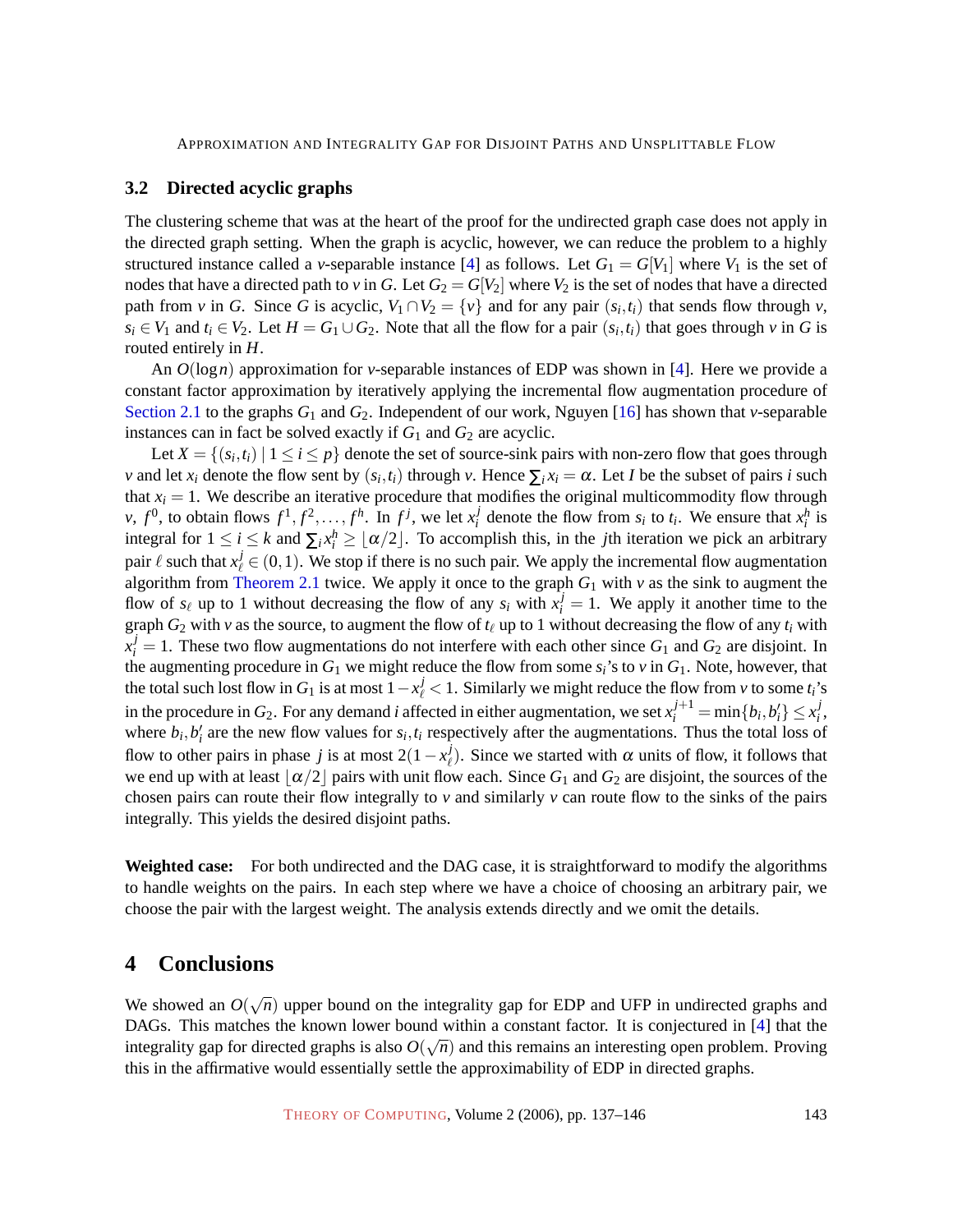### 3.2 Directed acyclic graphs

The clustering scheme that was at the heart of the proof for the undirected graph case does not apply in the directed graph setting. When the graph is acyclic, however, we can reduce the problem to a highly structured instance called a $v$-separable instance [4] as follows. Let $G_1 = G[V_1]$ where $V_1$ is the set of nodes that have a directed path to $v$ in $G$. Let $G_2 = G[V_2]$ where $V_2$ is the set of nodes that have a directed path from $v$ in $G$. Since $G$ is acyclic, $V_1 \cap V_2 = \{v\}$ and for any pair $(s_i, t_i)$ that sends flow through $v$, $s_i \in V_1$ and $t_i \in V_2$. Let $H = G_1 \cup G_2$. Note that all the flow for a pair $(s_i, t_i)$ that goes through $v$ in $G$ is routed entirely in $H$.

An $O(\log n)$ approximation for $v$-separable instances of EDP was shown in [4]. Here we provide a constant factor approximation by iteratively applying the incremental flow augmentation procedure of Section 2.1 to the graphs $G_1$ and $G_2$. Independent of our work, Nguyen [16] has shown that $v$-separable instances can in fact be solved exactly if $G_1$ and $G_2$ are acyclic.

Let $X = \{(s_i, t_i) \mid 1 \le i \le p\}$ denote the set of source-sink pairs with non-zero flow that goes through $v$ and let $x_i$ denote the flow sent by $(s_i, t_i)$ through $v$. Hence $\sum_i x_i = \alpha$. Let $I$ be the subset of pairs $i$ such that $x_i = 1$. We describe an iterative procedure that modifies the original multicommodity flow through $v$, $f^0$, to obtain flows $f^1, f^2, \ldots, f^h$. In $f^j$, we let $x_i^j$ denote the flow from $s_i$ to $t_i$. We ensure that $x_i^h$ is integral for $1 \le i \le k$ and $\sum_i x_i^h \ge \lfloor \alpha/2 \rfloor$. To accomplish this, in the $j$th iteration we pick an arbitrary pair $\ell$ such that $x_\ell^j \in (0,1)$. We stop if there is no such pair. We apply the incremental flow augmentation algorithm from Theorem 2.1 twice. We apply it once to the graph $G_1$ with $v$ as the sink to augment the flow of $s_\ell$ up to 1 without decreasing the flow of any $s_i$ with $x_i^j = 1$. We apply it another time to the graph $G_2$ with $v$ as the source, to augment the flow of $t_\ell$ up to 1 without decreasing the flow of any $t_i$ with $x_i^j = 1$. These two flow augmentations do not interfere with each other since $G_1$ and $G_2$ are disjoint. In the augmenting procedure in $G_1$ we might reduce the flow from some $s_i$'s to $v$ in $G_1$. Note, however, that the total such lost flow in $G_1$ is at most $1 - x_\ell^j < 1$. Similarly we might reduce the flow from $v$ to some $t_i$'s in the procedure in $G_2$. For any demand $i$ affected in either augmentation, we set $x_i^{j+1} = \min\{b_i, b_i'\} \le x_i^j$, where $b_i, b_i'$ are the new flow values for $s_i, t_i$ respectively after the augmentations. Thus the total loss of flow to other pairs in phase $j$ is at most $2(1 - x_\ell^j)$. Since we started with $\alpha$ units of flow, it follows that we end up with at least $\lfloor \alpha/2 \rfloor$ pairs with unit flow each. Since $G_1$ and $G_2$ are disjoint, the sources of the chosen pairs can route their flow integrally to $v$ and similarly $v$ can route flow to the sinks of the pairs integrally. This yields the desired disjoint paths.

**Weighted case:** For both undirected and the DAG case, it is straightforward to modify the algorithms to handle weights on the pairs. In each step where we have a choice of choosing an arbitrary pair, we choose the pair with the largest weight. The analysis extends directly and we omit the details.

## 4 Conclusions

We showed an $O(\sqrt{n})$ upper bound on the integrality gap for EDP and UFP in undirected graphs and DAGs. This matches the known lower bound within a constant factor. It is conjectured in [4] that the integrality gap for directed graphs is also $O(\sqrt{n})$ and this remains an interesting open problem. Proving this in the affirmative would essentially settle the approximability of EDP in directed graphs.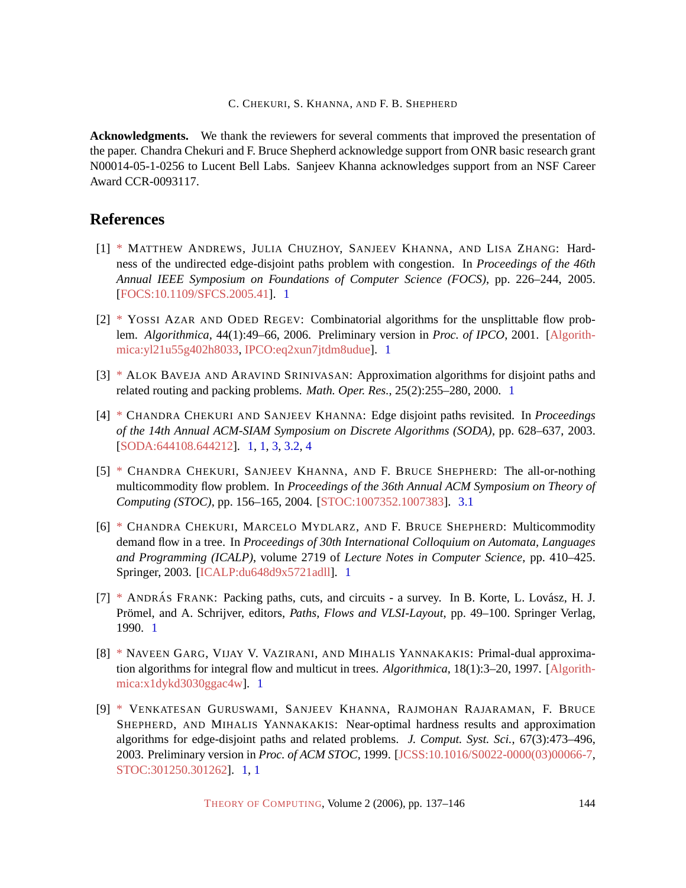**Acknowledgments.** We thank the reviewers for several comments that improved the presentation of the paper. Chandra Chekuri and F. Bruce Shepherd acknowledge support from ONR basic research grant N00014-05-1-0256 to Lucent Bell Labs. Sanjeev Khanna acknowledges support from an NSF Career Award CCR-0093117.

## References

[1] * Matthew Andrews, Julia Chuzhoy, Sanjeev Khanna, and Lisa Zhang: Hardness of the undirected edge-disjoint paths problem with congestion. In *Proceedings of the 46th Annual IEEE Symposium on Foundations of Computer Science (FOCS)*, pp. 226–244, 2005. [FOCS:10.1109/SFCS.2005.41]. 1

[2] * Yossi Azar and Oded Regev: Combinatorial algorithms for the unsplittable flow problem. *Algorithmica*, 44(1):49–66, 2006. Preliminary version in *Proc. of IPCO*, 2001. [Algorithmica:yl21u55g402h8033, IPCO:eq2xun7jtdm8udue]. 1

[3] * Alok Baveja and Aravind Srinivasan: Approximation algorithms for disjoint paths and related routing and packing problems. *Math. Oper. Res.*, 25(2):255–280, 2000. 1

[4] * Chandra Chekuri and Sanjeev Khanna: Edge disjoint paths revisited. In *Proceedings of the 14th Annual ACM-SIAM Symposium on Discrete Algorithms (SODA)*, pp. 628–637, 2003. [SODA:644108.644212]. 1, 1, 3, 3.2, 4

[5] * Chandra Chekuri, Sanjeev Khanna, and F. Bruce Shepherd: The all-or-nothing multicommodity flow problem. In *Proceedings of the 36th Annual ACM Symposium on Theory of Computing (STOC)*, pp. 156–165, 2004. [STOC:1007352.1007383]. 3.1

[6] * Chandra Chekuri, Marcelo Mydlarz, and F. Bruce Shepherd: Multicommodity demand flow in a tree. In *Proceedings of 30th International Colloquium on Automata, Languages and Programming (ICALP)*, volume 2719 of *Lecture Notes in Computer Science*, pp. 410–425. Springer, 2003. [ICALP:du648d9x5721adll]. 1

[7] * András Frank: Packing paths, cuts, and circuits - a survey. In B. Korte, L. Lovász, H. J. Prömel, and A. Schrijver, editors, *Paths, Flows and VLSI-Layout*, pp. 49–100. Springer Verlag, 1990. 1

[8] * Naveen Garg, Vijay V. Vazirani, and Mihalis Yannakakis: Primal-dual approximation algorithms for integral flow and multicut in trees. *Algorithmica*, 18(1):3–20, 1997. [Algorithmica:x1dykd3030ggac4w]. 1

[9] * Venkatesan Guruswami, Sanjeev Khanna, Rajmohan Rajaraman, F. Bruce Shepherd, and Mihalis Yannakakis: Near-optimal hardness results and approximation algorithms for edge-disjoint paths and related problems. *J. Comput. Syst. Sci.*, 67(3):473–496, 2003. Preliminary version in *Proc. of ACM STOC*, 1999. [JCSS:10.1016/S0022-0000(03)00066-7, STOC:301250.301262]. 1, 1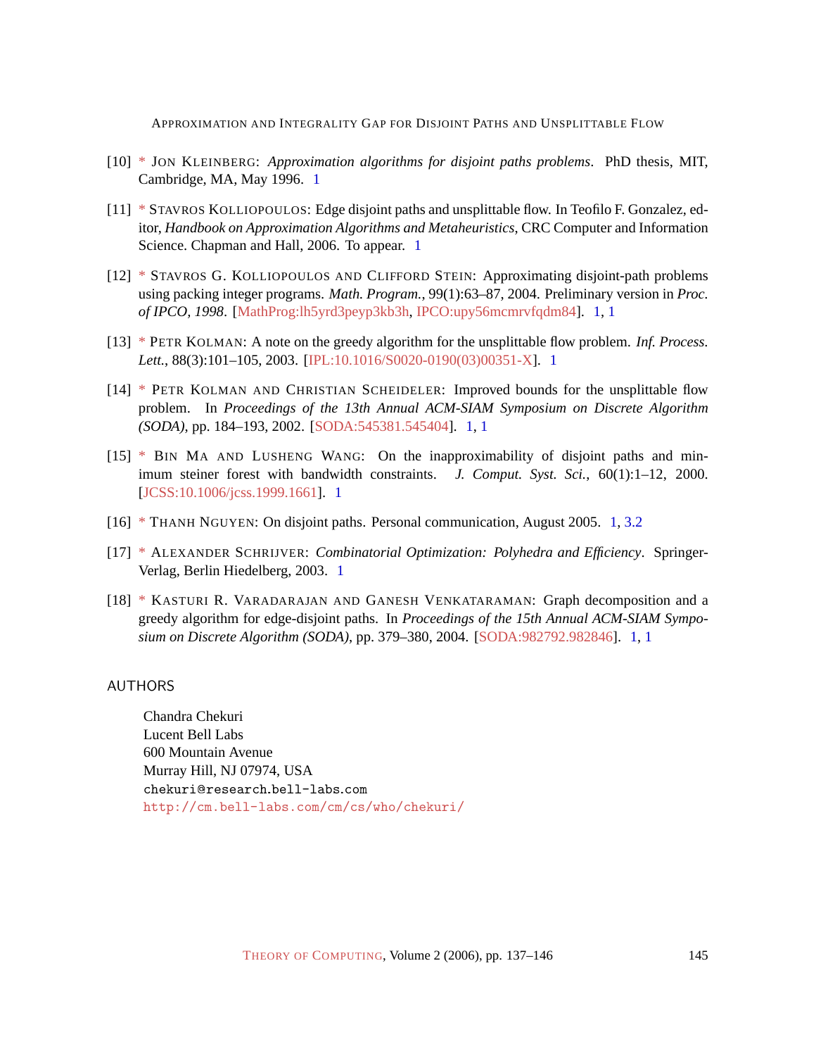[10] * Jon Kleinberg: *Approximation algorithms for disjoint paths problems*. PhD thesis, MIT, Cambridge, MA, May 1996. 1

[11] * Stavros Kolliopoulos: Edge disjoint paths and unsplittable flow. In Teofilo F. Gonzalez, editor, *Handbook on Approximation Algorithms and Metaheuristics*, CRC Computer and Information Science. Chapman and Hall, 2006. To appear. 1

[12] * Stavros G. Kolliopoulos and Clifford Stein: Approximating disjoint-path problems using packing integer programs. *Math. Program.*, 99(1):63–87, 2004. Preliminary version in *Proc. of IPCO, 1998*. [MathProg:lh5yrd3peyp3kb3h, IPCO:upy56mcmrvfqdm84]. 1, 1

[13] * Petr Kolman: A note on the greedy algorithm for the unsplittable flow problem. *Inf. Process. Lett.*, 88(3):101–105, 2003. [IPL:10.1016/S0020-0190(03)00351-X]. 1

[14] * Petr Kolman and Christian Scheideler: Improved bounds for the unsplittable flow problem. In *Proceedings of the 13th Annual ACM-SIAM Symposium on Discrete Algorithm (SODA)*, pp. 184–193, 2002. [SODA:545381.545404]. 1, 1

[15] * Bin Ma and Lusheng Wang: On the inapproximability of disjoint paths and minimum steiner forest with bandwidth constraints. *J. Comput. Syst. Sci.*, 60(1):1–12, 2000. [JCSS:10.1006/jcss.1999.1661]. 1

[16] * Thanh Nguyen: On disjoint paths. Personal communication, August 2005. 1, 3.2

[17] * Alexander Schrijver: *Combinatorial Optimization: Polyhedra and Efficiency*. Springer-Verlag, Berlin Hiedelberg, 2003. 1

[18] * Kasturi R. Varadarajan and Ganesh Venkataraman: Graph decomposition and a greedy algorithm for edge-disjoint paths. In *Proceedings of the 15th Annual ACM-SIAM Symposium on Discrete Algorithm (SODA)*, pp. 379–380, 2004. [SODA:982792.982846]. 1, 1

## AUTHORS

Chandra Chekuri
Lucent Bell Labs
600 Mountain Avenue
Murray Hill, NJ 07974, USA
chekuri@research.bell-labs.com
http://cm.bell-labs.com/cm/cs/who/chekuri/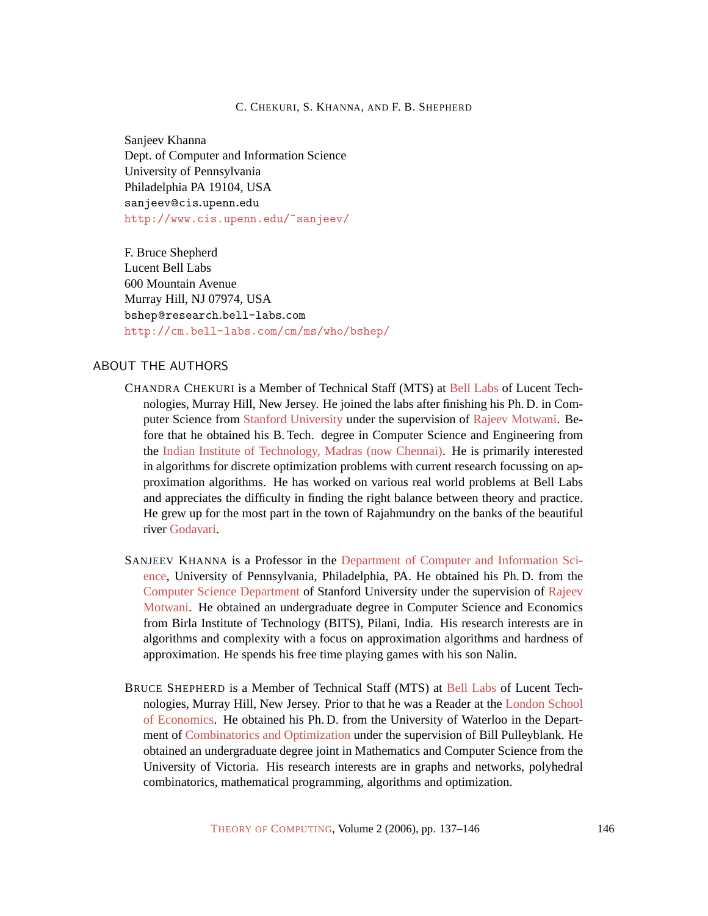Sanjeev Khanna
Dept. of Computer and Information Science
University of Pennsylvania
Philadelphia PA 19104, USA
sanjeev@cis.upenn.edu
http://www.cis.upenn.edu/~sanjeev/

F. Bruce Shepherd
Lucent Bell Labs
600 Mountain Avenue
Murray Hill, NJ 07974, USA
bshep@research.bell-labs.com
http://cm.bell-labs.com/cm/ms/who/bshep/

## ABOUT THE AUTHORS

CHANDRA CHEKURI is a Member of Technical Staff (MTS) at Bell Labs of Lucent Technologies, Murray Hill, New Jersey. He joined the labs after finishing his Ph. D. in Computer Science from Stanford University under the supervision of Rajeev Motwani. Before that he obtained his B. Tech. degree in Computer Science and Engineering from the Indian Institute of Technology, Madras (now Chennai). He is primarily interested in algorithms for discrete optimization problems with current research focussing on approximation algorithms. He has worked on various real world problems at Bell Labs and appreciates the difficulty in finding the right balance between theory and practice. He grew up for the most part in the town of Rajahmundry on the banks of the beautiful river Godavari.

SANJEEV KHANNA is a Professor in the Department of Computer and Information Science, University of Pennsylvania, Philadelphia, PA. He obtained his Ph. D. from the Computer Science Department of Stanford University under the supervision of Rajeev Motwani. He obtained an undergraduate degree in Computer Science and Economics from Birla Institute of Technology (BITS), Pilani, India. His research interests are in algorithms and complexity with a focus on approximation algorithms and hardness of approximation. He spends his free time playing games with his son Nalin.

BRUCE SHEPHERD is a Member of Technical Staff (MTS) at Bell Labs of Lucent Technologies, Murray Hill, New Jersey. Prior to that he was a Reader at the London School of Economics. He obtained his Ph. D. from the University of Waterloo in the Department of Combinatorics and Optimization under the supervision of Bill Pulleyblank. He obtained an undergraduate degree joint in Mathematics and Computer Science from the University of Victoria. His research interests are in graphs and networks, polyhedral combinatorics, mathematical programming, algorithms and optimization.